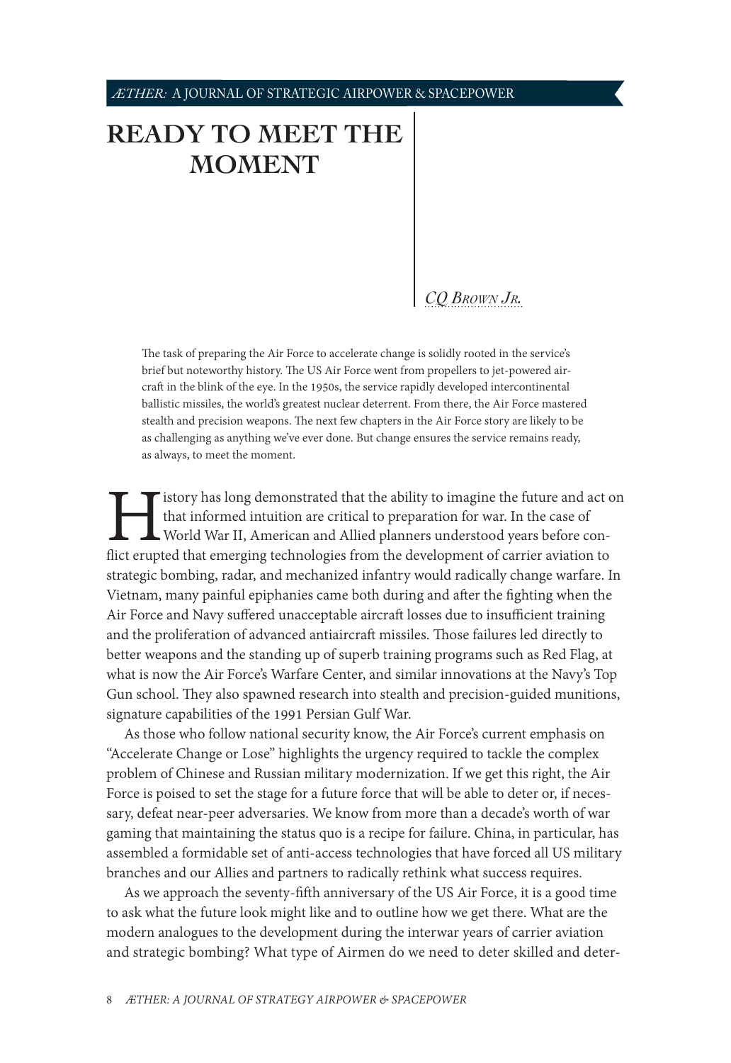# READY TO MEET THE MOMENT

*CQ Brown Jr.*

The task of preparing the Air Force to accelerate change is solidly rooted in the service's brief but noteworthy history. The US Air Force went from propellers to jet-powered aircraft in the blink of the eye. In the 1950s, the service rapidly developed intercontinental ballistic missiles, the world's greatest nuclear deterrent. From there, the Air Force mastered stealth and precision weapons. The next few chapters in the Air Force story are likely to be as challenging as anything we've ever done. But change ensures the service remains ready, as always, to meet the moment.

History has long demonstrated that the ability to imagine the future and act on that informed intuition are critical to preparation for war. In the case of World War II, American and Allied planners understood years before conflict erupted that emerging technologies from the development of carrier aviation to strategic bombing, radar, and mechanized infantry would radically change warfare. In Vietnam, many painful epiphanies came both during and after the fighting when the Air Force and Navy suffered unacceptable aircraft losses due to insufficient training and the proliferation of advanced antiaircraft missiles. Those failures led directly to better weapons and the standing up of superb training programs such as Red Flag, at what is now the Air Force's Warfare Center, and similar innovations at the Navy's Top Gun school. They also spawned research into stealth and precision-guided munitions, signature capabilities of the 1991 Persian Gulf War.

As those who follow national security know, the Air Force's current emphasis on "Accelerate Change or Lose" highlights the urgency required to tackle the complex problem of Chinese and Russian military modernization. If we get this right, the Air Force is poised to set the stage for a future force that will be able to deter or, if necessary, defeat near-peer adversaries. We know from more than a decade's worth of war gaming that maintaining the status quo is a recipe for failure. China, in particular, has assembled a formidable set of anti-access technologies that have forced all US military branches and our Allies and partners to radically rethink what success requires.

As we approach the seventy-fifth anniversary of the US Air Force, it is a good time to ask what the future look might like and to outline how we get there. What are the modern analogues to the development during the interwar years of carrier aviation and strategic bombing? What type of Airmen do we need to deter skilled and deter-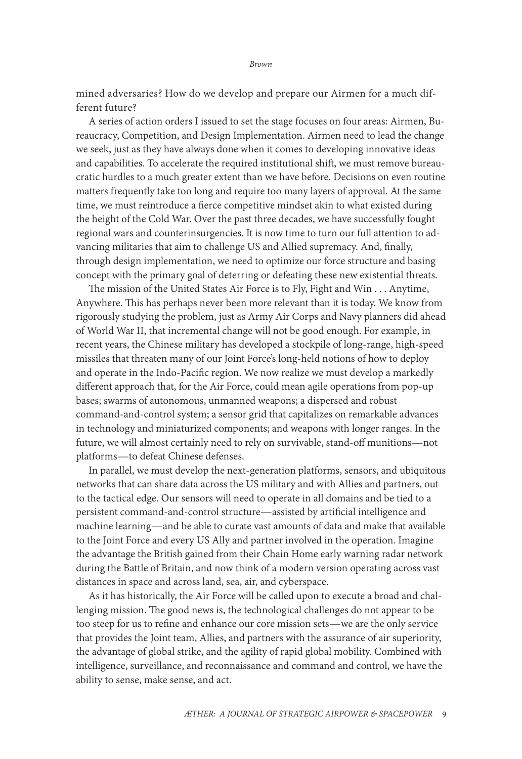mined adversaries? How do we develop and prepare our Airmen for a much different future?

A series of action orders I issued to set the stage focuses on four areas: Airmen, Bureaucracy, Competition, and Design Implementation. Airmen need to lead the change we seek, just as they have always done when it comes to developing innovative ideas and capabilities. To accelerate the required institutional shift, we must remove bureaucratic hurdles to a much greater extent than we have before. Decisions on even routine matters frequently take too long and require too many layers of approval. At the same time, we must reintroduce a fierce competitive mindset akin to what existed during the height of the Cold War. Over the past three decades, we have successfully fought regional wars and counterinsurgencies. It is now time to turn our full attention to advancing militaries that aim to challenge US and Allied supremacy. And, finally, through design implementation, we need to optimize our force structure and basing concept with the primary goal of deterring or defeating these new existential threats.

The mission of the United States Air Force is to Fly, Fight and Win . . . Anytime, Anywhere. This has perhaps never been more relevant than it is today. We know from rigorously studying the problem, just as Army Air Corps and Navy planners did ahead of World War II, that incremental change will not be good enough. For example, in recent years, the Chinese military has developed a stockpile of long-range, high-speed missiles that threaten many of our Joint Force's long-held notions of how to deploy and operate in the Indo-Pacific region. We now realize we must develop a markedly different approach that, for the Air Force, could mean agile operations from pop-up bases; swarms of autonomous, unmanned weapons; a dispersed and robust command-and-control system; a sensor grid that capitalizes on remarkable advances in technology and miniaturized components; and weapons with longer ranges. In the future, we will almost certainly need to rely on survivable, stand-off munitions—not platforms—to defeat Chinese defenses.

In parallel, we must develop the next-generation platforms, sensors, and ubiquitous networks that can share data across the US military and with Allies and partners, out to the tactical edge. Our sensors will need to operate in all domains and be tied to a persistent command-and-control structure—assisted by artificial intelligence and machine learning—and be able to curate vast amounts of data and make that available to the Joint Force and every US Ally and partner involved in the operation. Imagine the advantage the British gained from their Chain Home early warning radar network during the Battle of Britain, and now think of a modern version operating across vast distances in space and across land, sea, air, and cyberspace.

As it has historically, the Air Force will be called upon to execute a broad and challenging mission. The good news is, the technological challenges do not appear to be too steep for us to refine and enhance our core mission sets—we are the only service that provides the Joint team, Allies, and partners with the assurance of air superiority, the advantage of global strike, and the agility of rapid global mobility. Combined with intelligence, surveillance, and reconnaissance and command and control, we have the ability to sense, make sense, and act.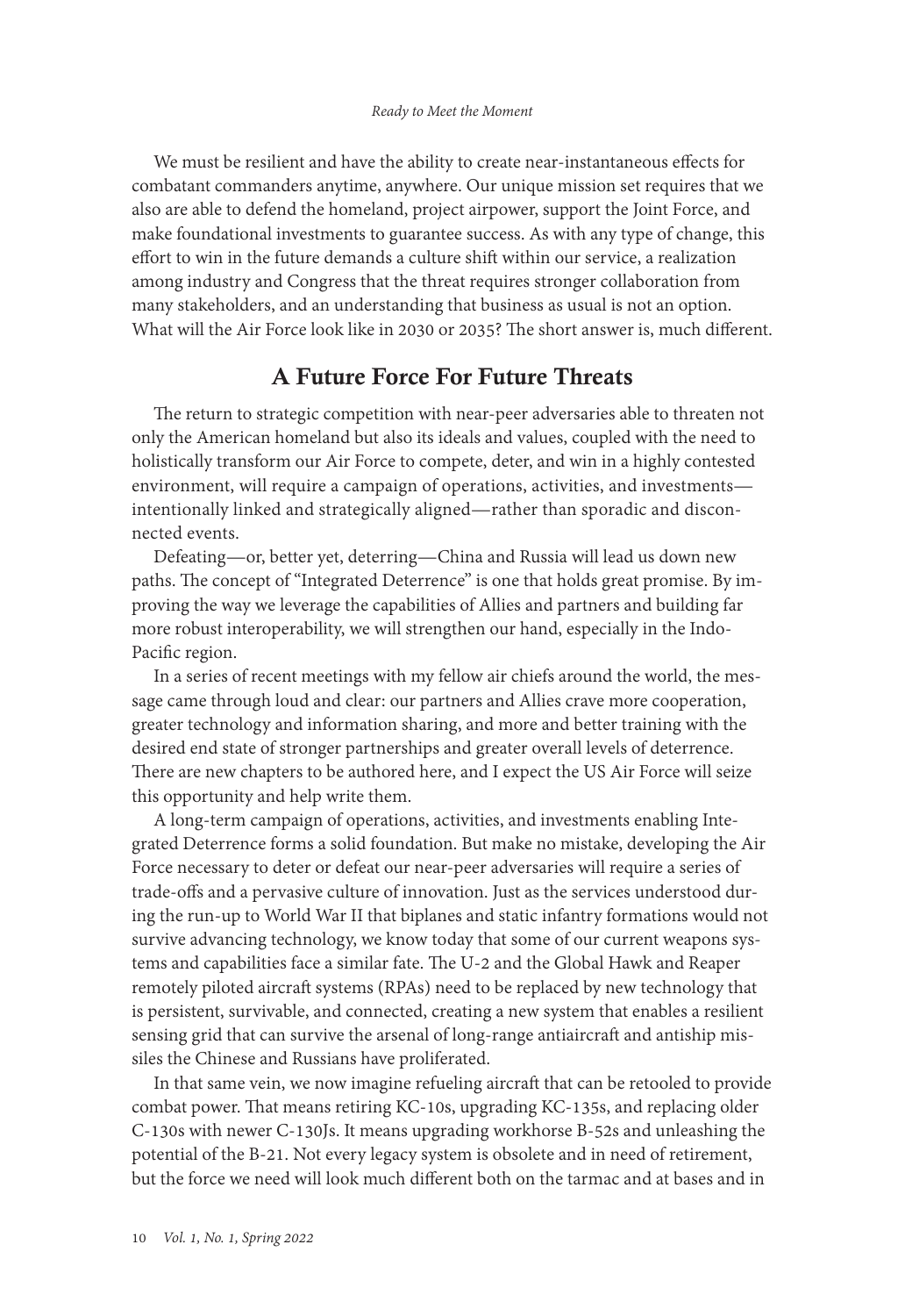We must be resilient and have the ability to create near-instantaneous effects for combatant commanders anytime, anywhere. Our unique mission set requires that we also are able to defend the homeland, project airpower, support the Joint Force, and make foundational investments to guarantee success. As with any type of change, this effort to win in the future demands a culture shift within our service, a realization among industry and Congress that the threat requires stronger collaboration from many stakeholders, and an understanding that business as usual is not an option. What will the Air Force look like in 2030 or 2035? The short answer is, much different.

## A Future Force For Future Threats

The return to strategic competition with near-peer adversaries able to threaten not only the American homeland but also its ideals and values, coupled with the need to holistically transform our Air Force to compete, deter, and win in a highly contested environment, will require a campaign of operations, activities, and investments—intentionally linked and strategically aligned—rather than sporadic and disconnected events.

Defeating—or, better yet, deterring—China and Russia will lead us down new paths. The concept of "Integrated Deterrence" is one that holds great promise. By improving the way we leverage the capabilities of Allies and partners and building far more robust interoperability, we will strengthen our hand, especially in the Indo-Pacific region.

In a series of recent meetings with my fellow air chiefs around the world, the message came through loud and clear: our partners and Allies crave more cooperation, greater technology and information sharing, and more and better training with the desired end state of stronger partnerships and greater overall levels of deterrence. There are new chapters to be authored here, and I expect the US Air Force will seize this opportunity and help write them.

A long-term campaign of operations, activities, and investments enabling Integrated Deterrence forms a solid foundation. But make no mistake, developing the Air Force necessary to deter or defeat our near-peer adversaries will require a series of trade-offs and a pervasive culture of innovation. Just as the services understood during the run-up to World War II that biplanes and static infantry formations would not survive advancing technology, we know today that some of our current weapons systems and capabilities face a similar fate. The U-2 and the Global Hawk and Reaper remotely piloted aircraft systems (RPAs) need to be replaced by new technology that is persistent, survivable, and connected, creating a new system that enables a resilient sensing grid that can survive the arsenal of long-range antiaircraft and antiship missiles the Chinese and Russians have proliferated.

In that same vein, we now imagine refueling aircraft that can be retooled to provide combat power. That means retiring KC-10s, upgrading KC-135s, and replacing older C-130s with newer C-130Js. It means upgrading workhorse B-52s and unleashing the potential of the B-21. Not every legacy system is obsolete and in need of retirement, but the force we need will look much different both on the tarmac and at bases and in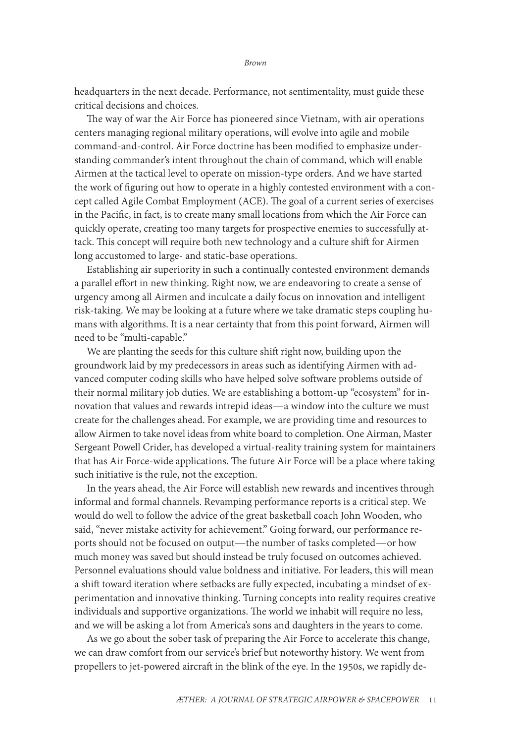headquarters in the next decade. Performance, not sentimentality, must guide these critical decisions and choices.

The way of war the Air Force has pioneered since Vietnam, with air operations centers managing regional military operations, will evolve into agile and mobile command-and-control. Air Force doctrine has been modified to emphasize understanding commander's intent throughout the chain of command, which will enable Airmen at the tactical level to operate on mission-type orders. And we have started the work of figuring out how to operate in a highly contested environment with a concept called Agile Combat Employment (ACE). The goal of a current series of exercises in the Pacific, in fact, is to create many small locations from which the Air Force can quickly operate, creating too many targets for prospective enemies to successfully attack. This concept will require both new technology and a culture shift for Airmen long accustomed to large- and static-base operations.

Establishing air superiority in such a continually contested environment demands a parallel effort in new thinking. Right now, we are endeavoring to create a sense of urgency among all Airmen and inculcate a daily focus on innovation and intelligent risk-taking. We may be looking at a future where we take dramatic steps coupling humans with algorithms. It is a near certainty that from this point forward, Airmen will need to be "multi-capable."

We are planting the seeds for this culture shift right now, building upon the groundwork laid by my predecessors in areas such as identifying Airmen with advanced computer coding skills who have helped solve software problems outside of their normal military job duties. We are establishing a bottom-up "ecosystem" for innovation that values and rewards intrepid ideas—a window into the culture we must create for the challenges ahead. For example, we are providing time and resources to allow Airmen to take novel ideas from white board to completion. One Airman, Master Sergeant Powell Crider, has developed a virtual-reality training system for maintainers that has Air Force-wide applications. The future Air Force will be a place where taking such initiative is the rule, not the exception.

In the years ahead, the Air Force will establish new rewards and incentives through informal and formal channels. Revamping performance reports is a critical step. We would do well to follow the advice of the great basketball coach John Wooden, who said, "never mistake activity for achievement." Going forward, our performance reports should not be focused on output—the number of tasks completed—or how much money was saved but should instead be truly focused on outcomes achieved. Personnel evaluations should value boldness and initiative. For leaders, this will mean a shift toward iteration where setbacks are fully expected, incubating a mindset of experimentation and innovative thinking. Turning concepts into reality requires creative individuals and supportive organizations. The world we inhabit will require no less, and we will be asking a lot from America's sons and daughters in the years to come.

As we go about the sober task of preparing the Air Force to accelerate this change, we can draw comfort from our service's brief but noteworthy history. We went from propellers to jet-powered aircraft in the blink of the eye. In the 1950s, we rapidly de-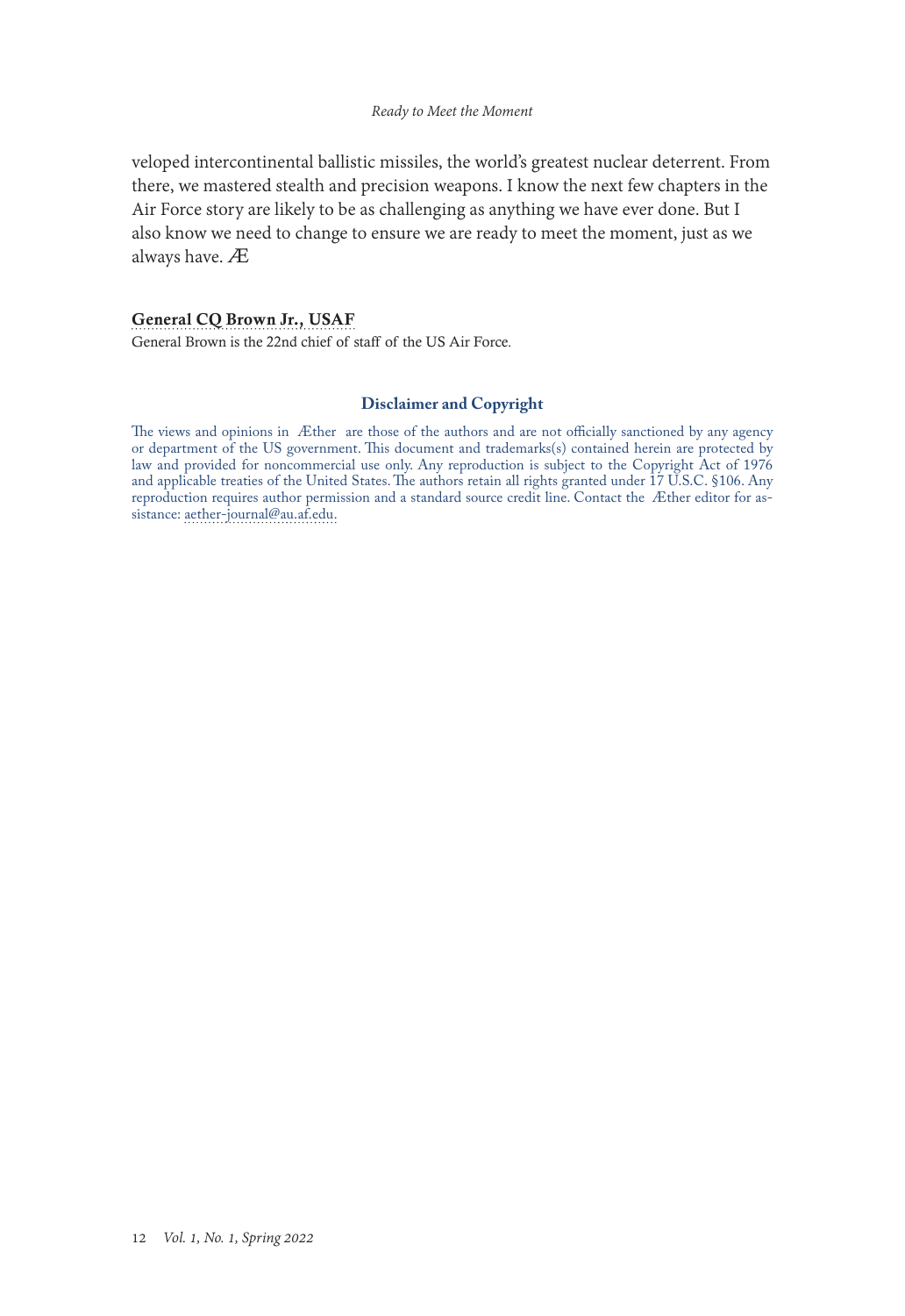veloped intercontinental ballistic missiles, the world's greatest nuclear deterrent. From there, we mastered stealth and precision weapons. I know the next few chapters in the Air Force story are likely to be as challenging as anything we have ever done. But I also know we need to change to ensure we are ready to meet the moment, just as we always have. Æ

**General CQ Brown Jr., USAF**

General Brown is the 22nd chief of staff of the US Air Force.

### Disclaimer and Copyright

The views and opinions in Æther are those of the authors and are not officially sanctioned by any agency or department of the US government. This document and trademarks(s) contained herein are protected by law and provided for noncommercial use only. Any reproduction is subject to the Copyright Act of 1976 and applicable treaties of the United States. The authors retain all rights granted under 17 U.S.C. §106. Any reproduction requires author permission and a standard source credit line. Contact the Æther editor for assistance: aether-journal@au.af.edu.